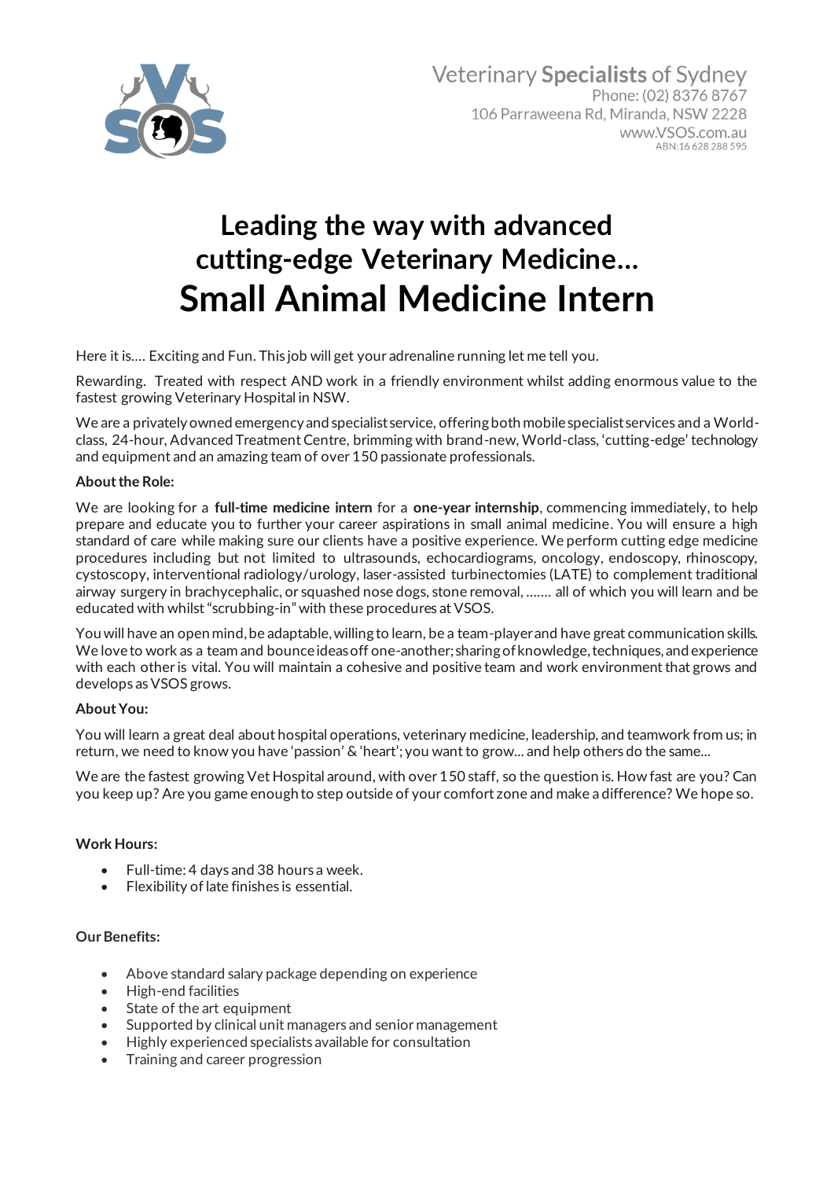Veterinary **Specialists** of Sydney
Phone: (02) 8376 8767
106 Parraweena Rd, Miranda, NSW 2228
www.VSOS.com.au
ABN: 16 628 288 595

# Leading the way with advanced cutting-edge Veterinary Medicine…

# Small Animal Medicine Intern

Here it is…. Exciting and Fun. This job will get your adrenaline running let me tell you.

Rewarding. Treated with respect AND work in a friendly environment whilst adding enormous value to the fastest growing Veterinary Hospital in NSW.

We are a privately owned emergency and specialist service, offering both mobile specialist services and a World-class, 24-hour, Advanced Treatment Centre, brimming with brand-new, World-class, 'cutting-edge' technology and equipment and an amazing team of over 150 passionate professionals.

**About the Role:**

We are looking for a **full-time medicine intern** for a **one-year internship**, commencing immediately, to help prepare and educate you to further your career aspirations in small animal medicine. You will ensure a high standard of care while making sure our clients have a positive experience. We perform cutting edge medicine procedures including but not limited to ultrasounds, echocardiograms, oncology, endoscopy, rhinoscopy, cystoscopy, interventional radiology/urology, laser-assisted turbinectomies (LATE) to complement traditional airway surgery in brachycephalic, or squashed nose dogs, stone removal, ……. all of which you will learn and be educated with whilst "scrubbing-in" with these procedures at VSOS.

You will have an open mind, be adaptable, willing to learn, be a team-player and have great communication skills. We love to work as a team and bounce ideas off one-another; sharing of knowledge, techniques, and experience with each other is vital. You will maintain a cohesive and positive team and work environment that grows and develops as VSOS grows.

**About You:**

You will learn a great deal about hospital operations, veterinary medicine, leadership, and teamwork from us; in return, we need to know you have 'passion' & 'heart'; you want to grow… and help others do the same…

We are the fastest growing Vet Hospital around, with over 150 staff, so the question is. How fast are you? Can you keep up? Are you game enough to step outside of your comfort zone and make a difference? We hope so.

**Work Hours:**

- Full-time: 4 days and 38 hours a week.
- Flexibility of late finishes is essential.

**Our Benefits:**

- Above standard salary package depending on experience
- High-end facilities
- State of the art equipment
- Supported by clinical unit managers and senior management
- Highly experienced specialists available for consultation
- Training and career progression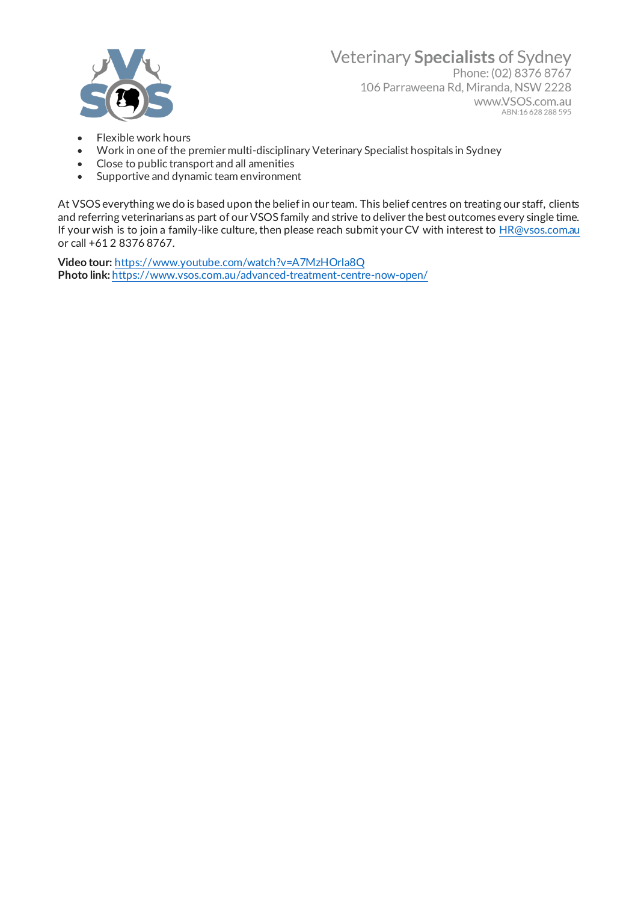Veterinary **Specialists** of Sydney
Phone: (02) 8376 8767
106 Parraweena Rd, Miranda, NSW 2228
www.VSOS.com.au
ABN: 16 628 288 595

- Flexible work hours
- Work in one of the premier multi-disciplinary Veterinary Specialist hospitals in Sydney
- Close to public transport and all amenities
- Supportive and dynamic team environment

At VSOS everything we do is based upon the belief in our team. This belief centres on treating our staff, clients and referring veterinarians as part of our VSOS family and strive to deliver the best outcomes every single time. If your wish is to join a family-like culture, then please reach submit your CV with interest to HR@vsos.com.au or call +61 2 8376 8767.

**Video tour:** https://www.youtube.com/watch?v=A7MzHOrIa8Q
**Photo link:** https://www.vsos.com.au/advanced-treatment-centre-now-open/